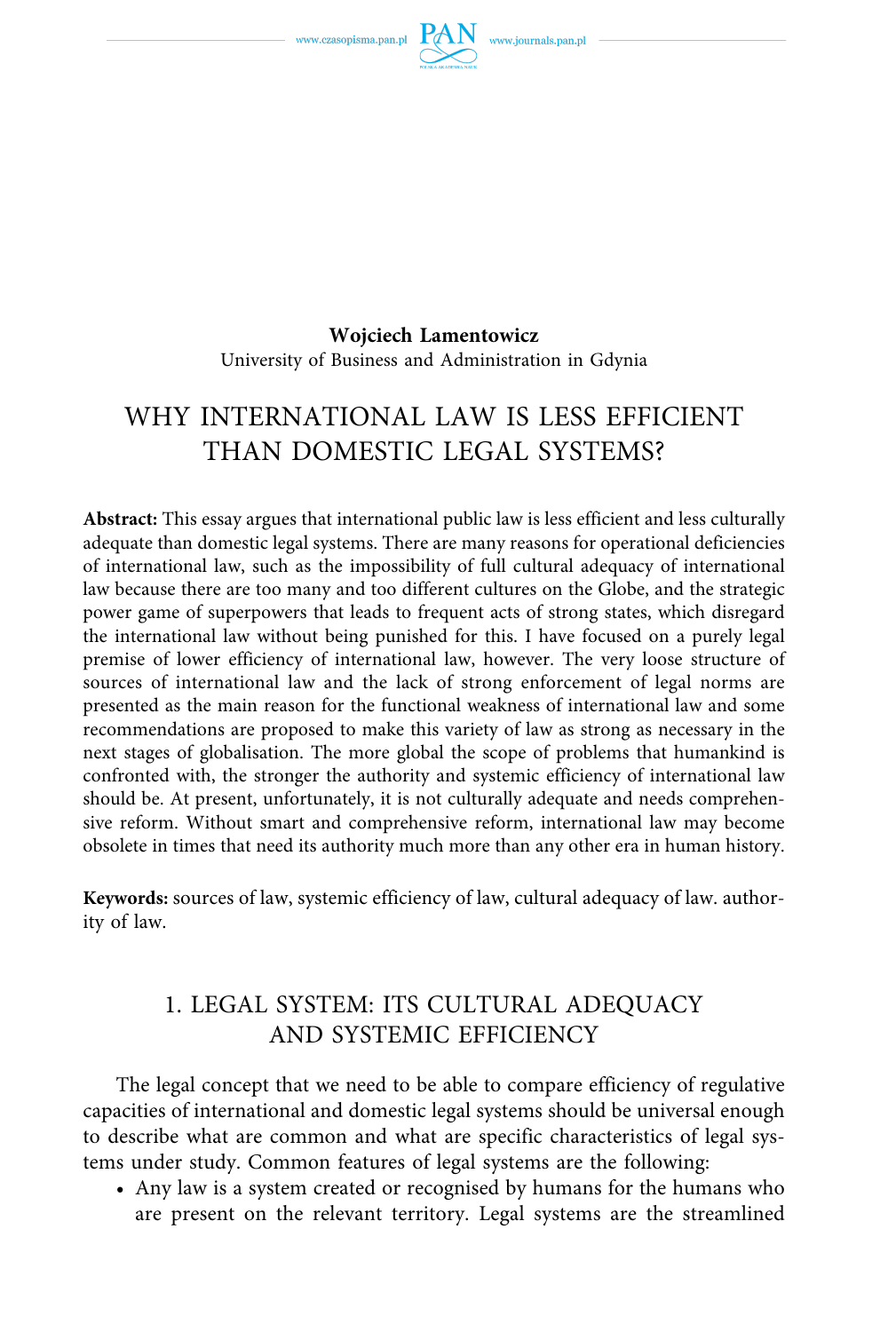**Wojciech Lamentowicz**
University of Business and Administration in Gdynia

# WHY INTERNATIONAL LAW IS LESS EFFICIENT THAN DOMESTIC LEGAL SYSTEMS?

**Abstract:** This essay argues that international public law is less efficient and less culturally adequate than domestic legal systems. There are many reasons for operational deficiencies of international law, such as the impossibility of full cultural adequacy of international law because there are too many and too different cultures on the Globe, and the strategic power game of superpowers that leads to frequent acts of strong states, which disregard the international law without being punished for this. I have focused on a purely legal premise of lower efficiency of international law, however. The very loose structure of sources of international law and the lack of strong enforcement of legal norms are presented as the main reason for the functional weakness of international law and some recommendations are proposed to make this variety of law as strong as necessary in the next stages of globalisation. The more global the scope of problems that humankind is confronted with, the stronger the authority and systemic efficiency of international law should be. At present, unfortunately, it is not culturally adequate and needs comprehensive reform. Without smart and comprehensive reform, international law may become obsolete in times that need its authority much more than any other era in human history.

**Keywords:** sources of law, systemic efficiency of law, cultural adequacy of law. authority of law.

## 1. LEGAL SYSTEM: ITS CULTURAL ADEQUACY AND SYSTEMIC EFFICIENCY

The legal concept that we need to be able to compare efficiency of regulative capacities of international and domestic legal systems should be universal enough to describe what are common and what are specific characteristics of legal systems under study. Common features of legal systems are the following:

- Any law is a system created or recognised by humans for the humans who are present on the relevant territory. Legal systems are the streamlined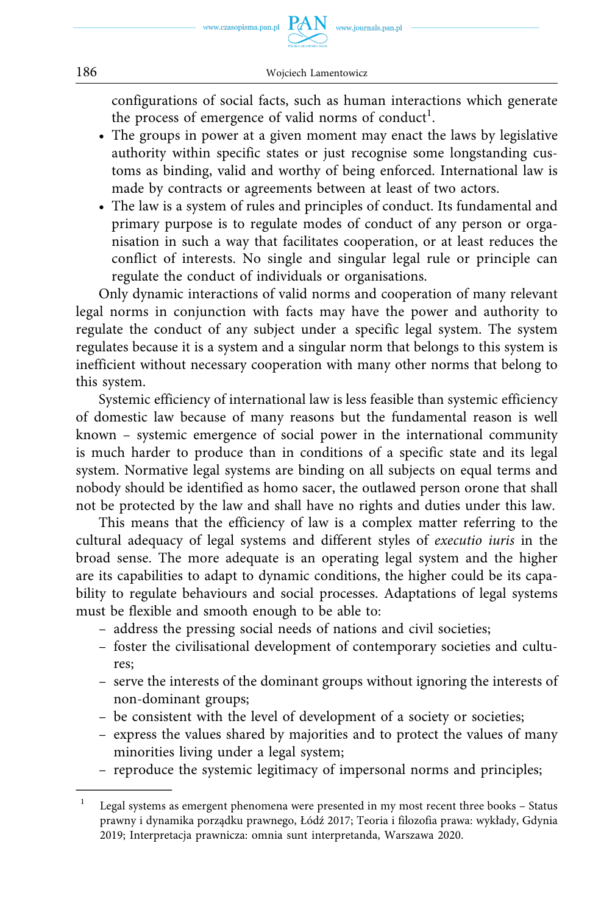configurations of social facts, such as human interactions which generate the process of emergence of valid norms of conduct[1].

- The groups in power at a given moment may enact the laws by legislative authority within specific states or just recognise some longstanding customs as binding, valid and worthy of being enforced. International law is made by contracts or agreements between at least of two actors.
- The law is a system of rules and principles of conduct. Its fundamental and primary purpose is to regulate modes of conduct of any person or organisation in such a way that facilitates cooperation, or at least reduces the conflict of interests. No single and singular legal rule or principle can regulate the conduct of individuals or organisations.

Only dynamic interactions of valid norms and cooperation of many relevant legal norms in conjunction with facts may have the power and authority to regulate the conduct of any subject under a specific legal system. The system regulates because it is a system and a singular norm that belongs to this system is inefficient without necessary cooperation with many other norms that belong to this system.

Systemic efficiency of international law is less feasible than systemic efficiency of domestic law because of many reasons but the fundamental reason is well known – systemic emergence of social power in the international community is much harder to produce than in conditions of a specific state and its legal system. Normative legal systems are binding on all subjects on equal terms and nobody should be identified as homo sacer, the outlawed person orone that shall not be protected by the law and shall have no rights and duties under this law.

This means that the efficiency of law is a complex matter referring to the cultural adequacy of legal systems and different styles of *executio iuris* in the broad sense. The more adequate is an operating legal system and the higher are its capabilities to adapt to dynamic conditions, the higher could be its capability to regulate behaviours and social processes. Adaptations of legal systems must be flexible and smooth enough to be able to:

- address the pressing social needs of nations and civil societies;
- foster the civilisational development of contemporary societies and cultures;
- serve the interests of the dominant groups without ignoring the interests of non-dominant groups;
- be consistent with the level of development of a society or societies;
- express the values shared by majorities and to protect the values of many minorities living under a legal system;
- reproduce the systemic legitimacy of impersonal norms and principles;

---

[1] Legal systems as emergent phenomena were presented in my most recent three books – Status prawny i dynamika porządku prawnego, Łódź 2017; Teoria i filozofia prawa: wykłady, Gdynia 2019; Interpretacja prawnicza: omnia sunt interpretanda, Warszawa 2020.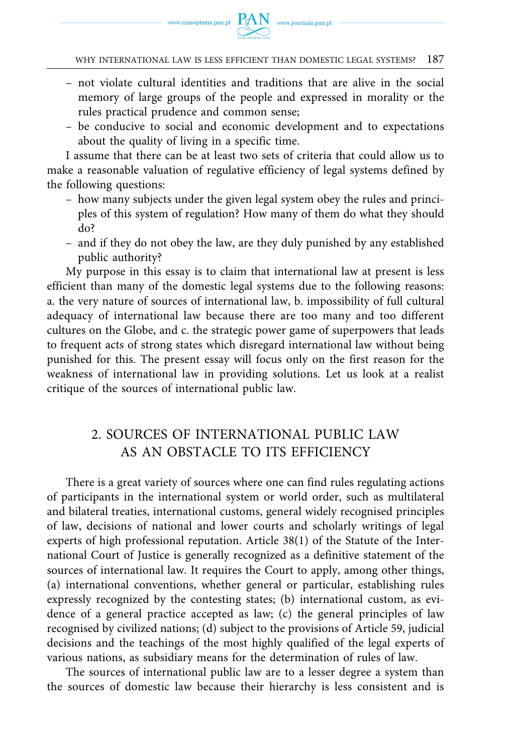- not violate cultural identities and traditions that are alive in the social memory of large groups of the people and expressed in morality or the rules practical prudence and common sense;
- be conducive to social and economic development and to expectations about the quality of living in a specific time.

I assume that there can be at least two sets of criteria that could allow us to make a reasonable valuation of regulative efficiency of legal systems defined by the following questions:

- how many subjects under the given legal system obey the rules and principles of this system of regulation? How many of them do what they should do?
- and if they do not obey the law, are they duly punished by any established public authority?

My purpose in this essay is to claim that international law at present is less efficient than many of the domestic legal systems due to the following reasons: a. the very nature of sources of international law, b. impossibility of full cultural adequacy of international law because there are too many and too different cultures on the Globe, and c. the strategic power game of superpowers that leads to frequent acts of strong states which disregard international law without being punished for this. The present essay will focus only on the first reason for the weakness of international law in providing solutions. Let us look at a realist critique of the sources of international public law.

## 2. SOURCES OF INTERNATIONAL PUBLIC LAW AS AN OBSTACLE TO ITS EFFICIENCY

There is a great variety of sources where one can find rules regulating actions of participants in the international system or world order, such as multilateral and bilateral treaties, international customs, general widely recognised principles of law, decisions of national and lower courts and scholarly writings of legal experts of high professional reputation. Article 38(1) of the Statute of the International Court of Justice is generally recognized as a definitive statement of the sources of international law. It requires the Court to apply, among other things, (a) international conventions, whether general or particular, establishing rules expressly recognized by the contesting states; (b) international custom, as evidence of a general practice accepted as law; (c) the general principles of law recognised by civilized nations; (d) subject to the provisions of Article 59, judicial decisions and the teachings of the most highly qualified of the legal experts of various nations, as subsidiary means for the determination of rules of law.

The sources of international public law are to a lesser degree a system than the sources of domestic law because their hierarchy is less consistent and is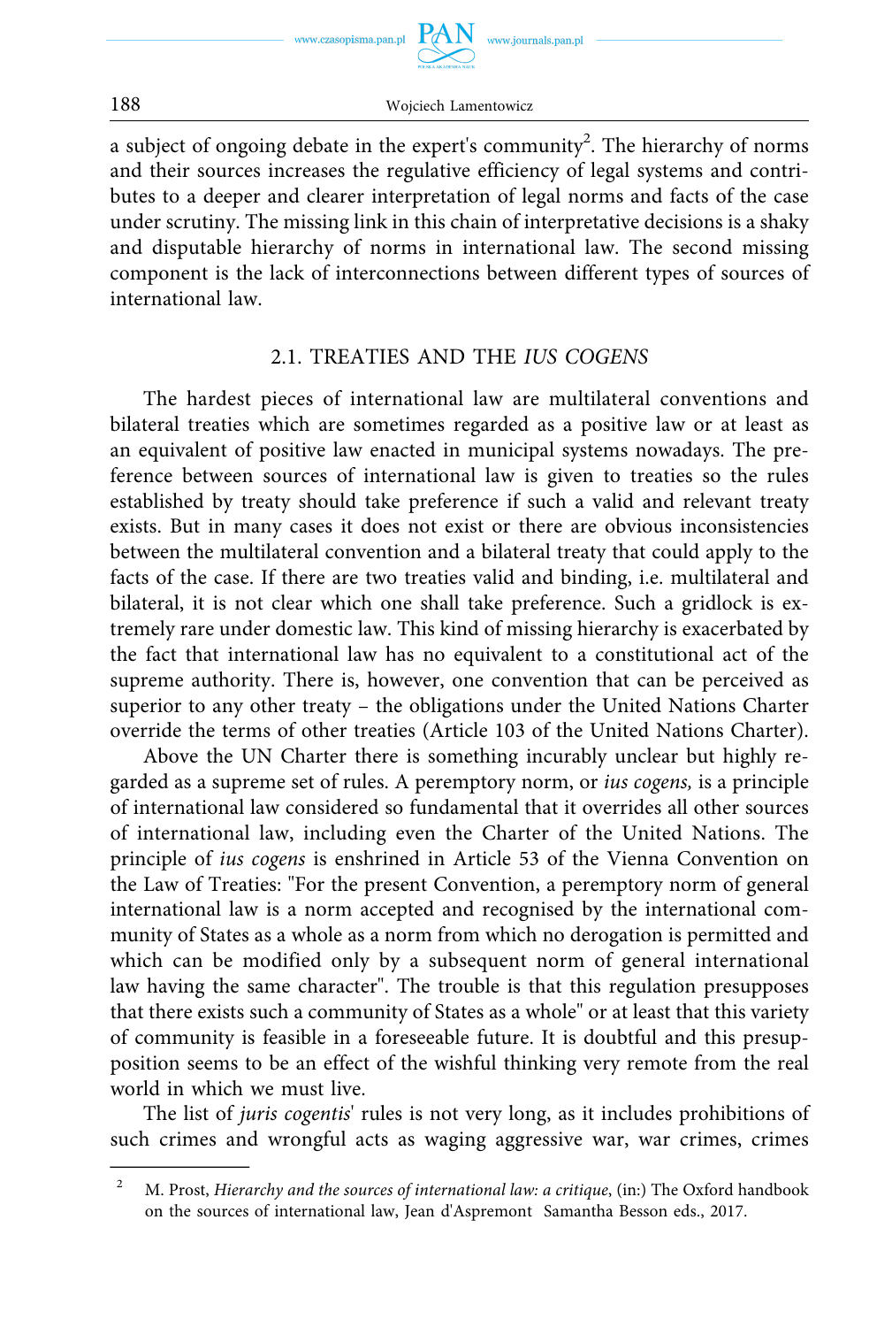a subject of ongoing debate in the expert's community[2]. The hierarchy of norms and their sources increases the regulative efficiency of legal systems and contributes to a deeper and clearer interpretation of legal norms and facts of the case under scrutiny. The missing link in this chain of interpretative decisions is a shaky and disputable hierarchy of norms in international law. The second missing component is the lack of interconnections between different types of sources of international law.

## 2.1. TREATIES AND THE *IUS COGENS*

The hardest pieces of international law are multilateral conventions and bilateral treaties which are sometimes regarded as a positive law or at least as an equivalent of positive law enacted in municipal systems nowadays. The preference between sources of international law is given to treaties so the rules established by treaty should take preference if such a valid and relevant treaty exists. But in many cases it does not exist or there are obvious inconsistencies between the multilateral convention and a bilateral treaty that could apply to the facts of the case. If there are two treaties valid and binding, i.e. multilateral and bilateral, it is not clear which one shall take preference. Such a gridlock is extremely rare under domestic law. This kind of missing hierarchy is exacerbated by the fact that international law has no equivalent to a constitutional act of the supreme authority. There is, however, one convention that can be perceived as superior to any other treaty – the obligations under the United Nations Charter override the terms of other treaties (Article 103 of the United Nations Charter).

Above the UN Charter there is something incurably unclear but highly regarded as a supreme set of rules. A peremptory norm, or *ius cogens,* is a principle of international law considered so fundamental that it overrides all other sources of international law, including even the Charter of the United Nations. The principle of *ius cogens* is enshrined in Article 53 of the Vienna Convention on the Law of Treaties: "For the present Convention, a peremptory norm of general international law is a norm accepted and recognised by the international community of States as a whole as a norm from which no derogation is permitted and which can be modified only by a subsequent norm of general international law having the same character". The trouble is that this regulation presupposes that there exists such a community of States as a whole" or at least that this variety of community is feasible in a foreseeable future. It is doubtful and this presupposition seems to be an effect of the wishful thinking very remote from the real world in which we must live.

The list of *juris cogentis*' rules is not very long, as it includes prohibitions of such crimes and wrongful acts as waging aggressive war, war crimes, crimes

---

[2] M. Prost, *Hierarchy and the sources of international law: a critique*, (in:) The Oxford handbook on the sources of international law, Jean d'Aspremont Samantha Besson eds., 2017.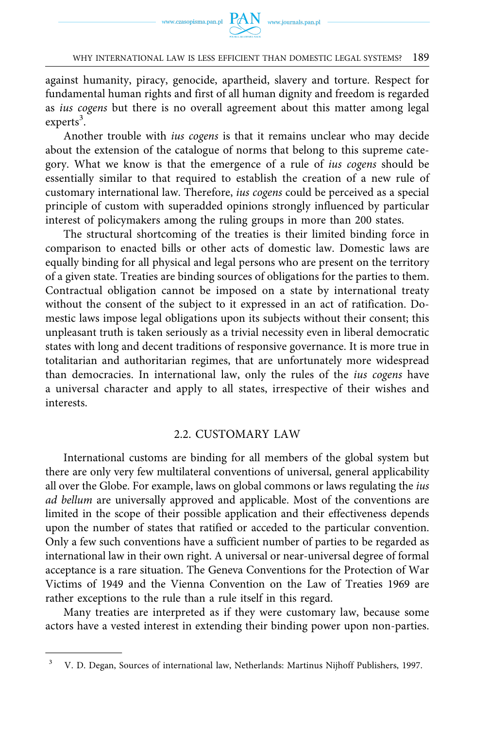against humanity, piracy, genocide, apartheid, slavery and torture. Respect for fundamental human rights and first of all human dignity and freedom is regarded as *ius cogens* but there is no overall agreement about this matter among legal experts[3].

Another trouble with *ius cogens* is that it remains unclear who may decide about the extension of the catalogue of norms that belong to this supreme category. What we know is that the emergence of a rule of *ius cogens* should be essentially similar to that required to establish the creation of a new rule of customary international law. Therefore, *ius cogens* could be perceived as a special principle of custom with superadded opinions strongly influenced by particular interest of policymakers among the ruling groups in more than 200 states.

The structural shortcoming of the treaties is their limited binding force in comparison to enacted bills or other acts of domestic law. Domestic laws are equally binding for all physical and legal persons who are present on the territory of a given state. Treaties are binding sources of obligations for the parties to them. Contractual obligation cannot be imposed on a state by international treaty without the consent of the subject to it expressed in an act of ratification. Domestic laws impose legal obligations upon its subjects without their consent; this unpleasant truth is taken seriously as a trivial necessity even in liberal democratic states with long and decent traditions of responsive governance. It is more true in totalitarian and authoritarian regimes, that are unfortunately more widespread than democracies. In international law, only the rules of the *ius cogens* have a universal character and apply to all states, irrespective of their wishes and interests.

## 2.2. CUSTOMARY LAW

International customs are binding for all members of the global system but there are only very few multilateral conventions of universal, general applicability all over the Globe. For example, laws on global commons or laws regulating the *ius ad bellum* are universally approved and applicable. Most of the conventions are limited in the scope of their possible application and their effectiveness depends upon the number of states that ratified or acceded to the particular convention. Only a few such conventions have a sufficient number of parties to be regarded as international law in their own right. A universal or near-universal degree of formal acceptance is a rare situation. The Geneva Conventions for the Protection of War Victims of 1949 and the Vienna Convention on the Law of Treaties 1969 are rather exceptions to the rule than a rule itself in this regard.

Many treaties are interpreted as if they were customary law, because some actors have a vested interest in extending their binding power upon non-parties.

---

[3] V. D. Degan, Sources of international law, Netherlands: Martinus Nijhoff Publishers, 1997.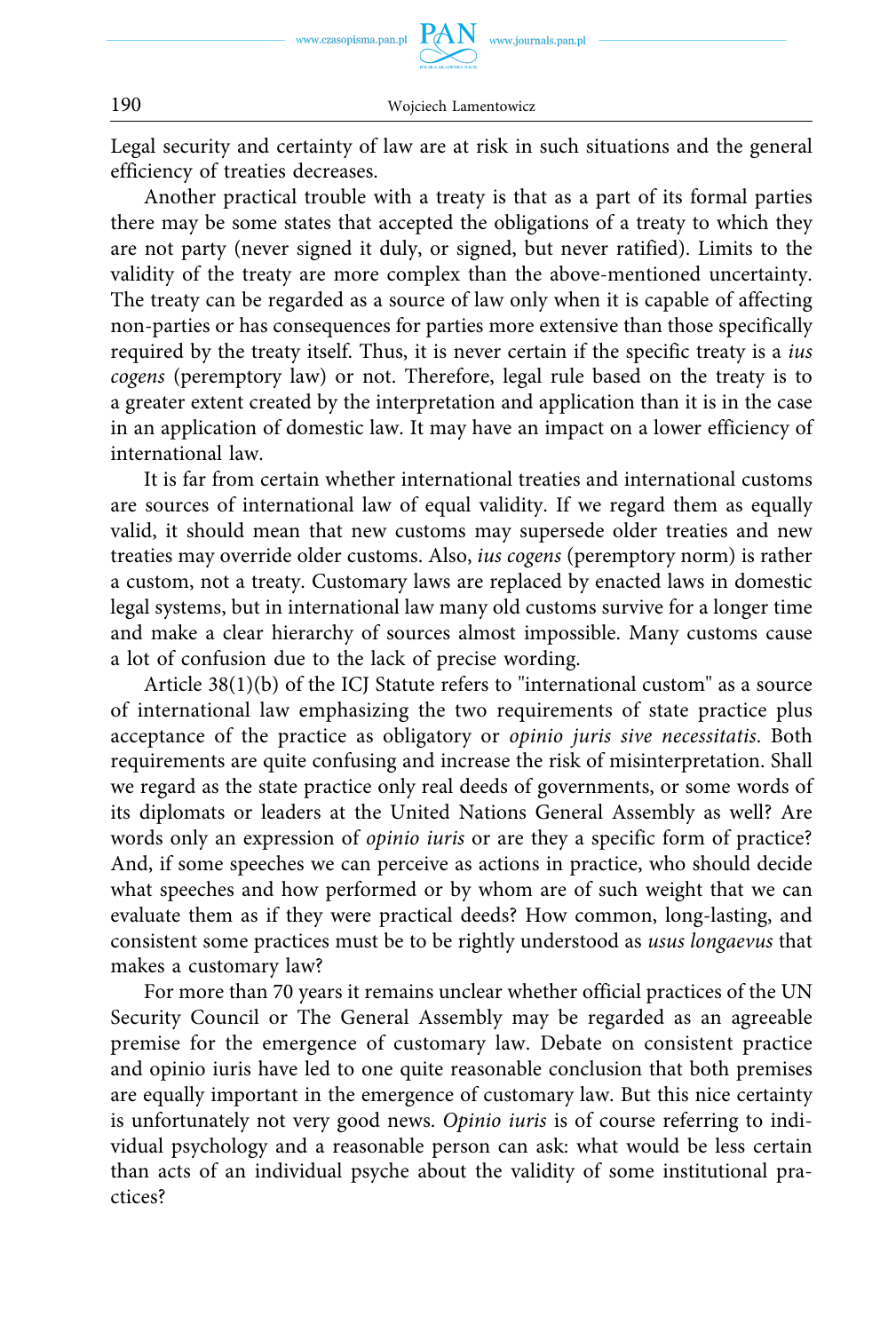Legal security and certainty of law are at risk in such situations and the general efficiency of treaties decreases.

Another practical trouble with a treaty is that as a part of its formal parties there may be some states that accepted the obligations of a treaty to which they are not party (never signed it duly, or signed, but never ratified). Limits to the validity of the treaty are more complex than the above-mentioned uncertainty. The treaty can be regarded as a source of law only when it is capable of affecting non-parties or has consequences for parties more extensive than those specifically required by the treaty itself. Thus, it is never certain if the specific treaty is a *ius cogens* (peremptory law) or not. Therefore, legal rule based on the treaty is to a greater extent created by the interpretation and application than it is in the case in an application of domestic law. It may have an impact on a lower efficiency of international law.

It is far from certain whether international treaties and international customs are sources of international law of equal validity. If we regard them as equally valid, it should mean that new customs may supersede older treaties and new treaties may override older customs. Also, *ius cogens* (peremptory norm) is rather a custom, not a treaty. Customary laws are replaced by enacted laws in domestic legal systems, but in international law many old customs survive for a longer time and make a clear hierarchy of sources almost impossible. Many customs cause a lot of confusion due to the lack of precise wording.

Article 38(1)(b) of the ICJ Statute refers to "international custom" as a source of international law emphasizing the two requirements of state practice plus acceptance of the practice as obligatory or *opinio juris sive necessitatis*. Both requirements are quite confusing and increase the risk of misinterpretation. Shall we regard as the state practice only real deeds of governments, or some words of its diplomats or leaders at the United Nations General Assembly as well? Are words only an expression of *opinio iuris* or are they a specific form of practice? And, if some speeches we can perceive as actions in practice, who should decide what speeches and how performed or by whom are of such weight that we can evaluate them as if they were practical deeds? How common, long-lasting, and consistent some practices must be to be rightly understood as *usus longaevus* that makes a customary law?

For more than 70 years it remains unclear whether official practices of the UN Security Council or The General Assembly may be regarded as an agreeable premise for the emergence of customary law. Debate on consistent practice and opinio iuris have led to one quite reasonable conclusion that both premises are equally important in the emergence of customary law. But this nice certainty is unfortunately not very good news. *Opinio iuris* is of course referring to individual psychology and a reasonable person can ask: what would be less certain than acts of an individual psyche about the validity of some institutional practices?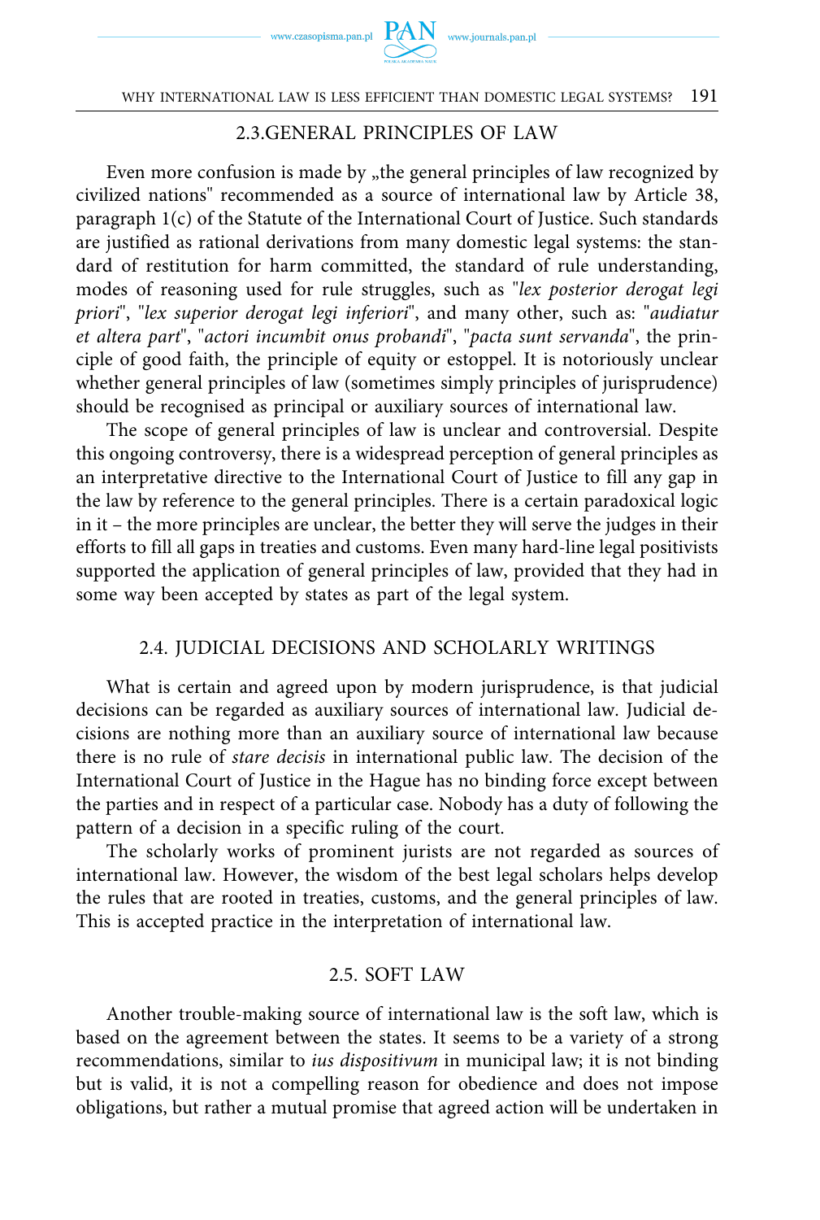## 2.3.GENERAL PRINCIPLES OF LAW

Even more confusion is made by „the general principles of law recognized by civilized nations" recommended as a source of international law by Article 38, paragraph 1(c) of the Statute of the International Court of Justice. Such standards are justified as rational derivations from many domestic legal systems: the standard of restitution for harm committed, the standard of rule understanding, modes of reasoning used for rule struggles, such as "*lex posterior derogat legi priori*", "*lex superior derogat legi inferiori*", and many other, such as: "*audiatur et altera part*", "*actori incumbit onus probandi*", "*pacta sunt servanda*", the principle of good faith, the principle of equity or estoppel. It is notoriously unclear whether general principles of law (sometimes simply principles of jurisprudence) should be recognised as principal or auxiliary sources of international law.

The scope of general principles of law is unclear and controversial. Despite this ongoing controversy, there is a widespread perception of general principles as an interpretative directive to the International Court of Justice to fill any gap in the law by reference to the general principles. There is a certain paradoxical logic in it – the more principles are unclear, the better they will serve the judges in their efforts to fill all gaps in treaties and customs. Even many hard-line legal positivists supported the application of general principles of law, provided that they had in some way been accepted by states as part of the legal system.

## 2.4. JUDICIAL DECISIONS AND SCHOLARLY WRITINGS

What is certain and agreed upon by modern jurisprudence, is that judicial decisions can be regarded as auxiliary sources of international law. Judicial decisions are nothing more than an auxiliary source of international law because there is no rule of *stare decisis* in international public law. The decision of the International Court of Justice in the Hague has no binding force except between the parties and in respect of a particular case. Nobody has a duty of following the pattern of a decision in a specific ruling of the court.

The scholarly works of prominent jurists are not regarded as sources of international law. However, the wisdom of the best legal scholars helps develop the rules that are rooted in treaties, customs, and the general principles of law. This is accepted practice in the interpretation of international law.

## 2.5. SOFT LAW

Another trouble-making source of international law is the soft law, which is based on the agreement between the states. It seems to be a variety of a strong recommendations, similar to *ius dispositivum* in municipal law; it is not binding but is valid, it is not a compelling reason for obedience and does not impose obligations, but rather a mutual promise that agreed action will be undertaken in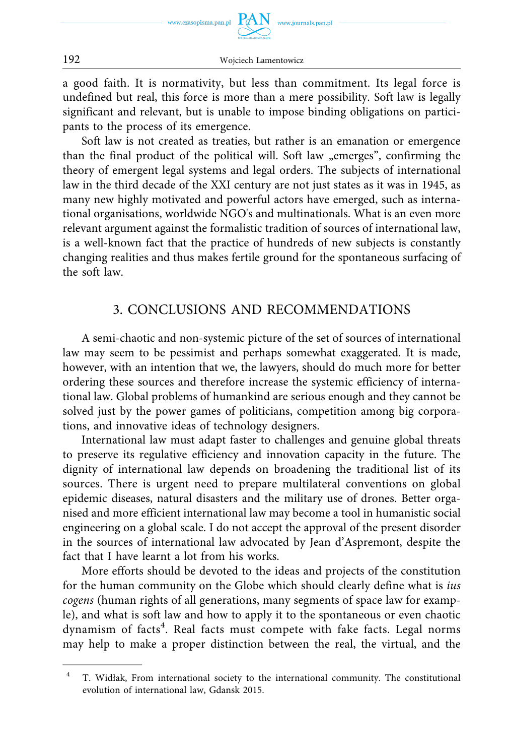a good faith. It is normativity, but less than commitment. Its legal force is undefined but real, this force is more than a mere possibility. Soft law is legally significant and relevant, but is unable to impose binding obligations on participants to the process of its emergence.

Soft law is not created as treaties, but rather is an emanation or emergence than the final product of the political will. Soft law „emerges", confirming the theory of emergent legal systems and legal orders. The subjects of international law in the third decade of the XXI century are not just states as it was in 1945, as many new highly motivated and powerful actors have emerged, such as international organisations, worldwide NGO's and multinationals. What is an even more relevant argument against the formalistic tradition of sources of international law, is a well-known fact that the practice of hundreds of new subjects is constantly changing realities and thus makes fertile ground for the spontaneous surfacing of the soft law.

## 3. CONCLUSIONS AND RECOMMENDATIONS

A semi-chaotic and non-systemic picture of the set of sources of international law may seem to be pessimist and perhaps somewhat exaggerated. It is made, however, with an intention that we, the lawyers, should do much more for better ordering these sources and therefore increase the systemic efficiency of international law. Global problems of humankind are serious enough and they cannot be solved just by the power games of politicians, competition among big corporations, and innovative ideas of technology designers.

International law must adapt faster to challenges and genuine global threats to preserve its regulative efficiency and innovation capacity in the future. The dignity of international law depends on broadening the traditional list of its sources. There is urgent need to prepare multilateral conventions on global epidemic diseases, natural disasters and the military use of drones. Better organised and more efficient international law may become a tool in humanistic social engineering on a global scale. I do not accept the approval of the present disorder in the sources of international law advocated by Jean d'Aspremont, despite the fact that I have learnt a lot from his works.

More efforts should be devoted to the ideas and projects of the constitution for the human community on the Globe which should clearly define what is *ius cogens* (human rights of all generations, many segments of space law for example), and what is soft law and how to apply it to the spontaneous or even chaotic dynamism of facts[4]. Real facts must compete with fake facts. Legal norms may help to make a proper distinction between the real, the virtual, and the

---

[4] T. Widłak, From international society to the international community. The constitutional evolution of international law, Gdansk 2015.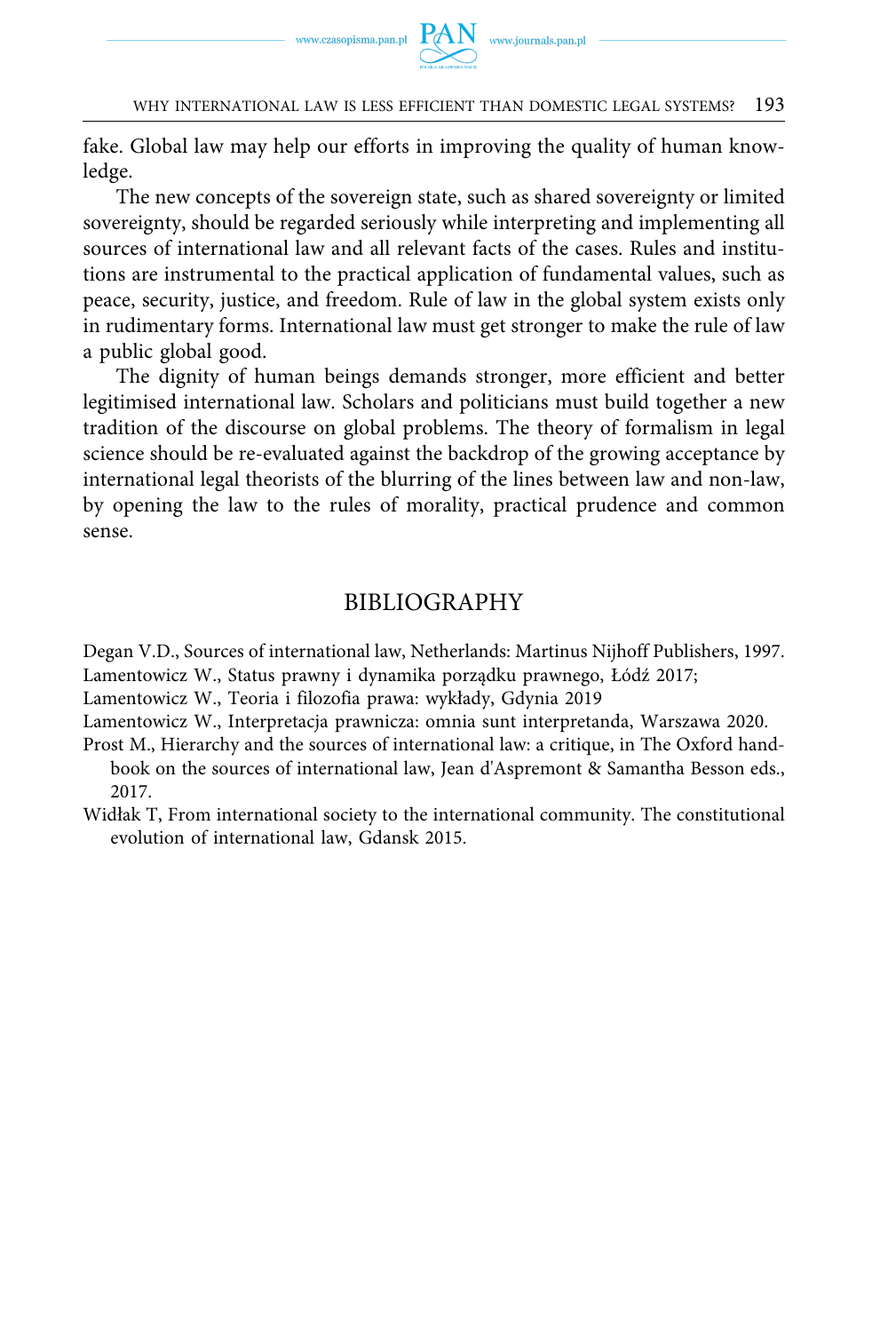fake. Global law may help our efforts in improving the quality of human knowledge.

The new concepts of the sovereign state, such as shared sovereignty or limited sovereignty, should be regarded seriously while interpreting and implementing all sources of international law and all relevant facts of the cases. Rules and institutions are instrumental to the practical application of fundamental values, such as peace, security, justice, and freedom. Rule of law in the global system exists only in rudimentary forms. International law must get stronger to make the rule of law a public global good.

The dignity of human beings demands stronger, more efficient and better legitimised international law. Scholars and politicians must build together a new tradition of the discourse on global problems. The theory of formalism in legal science should be re-evaluated against the backdrop of the growing acceptance by international legal theorists of the blurring of the lines between law and non-law, by opening the law to the rules of morality, practical prudence and common sense.

## BIBLIOGRAPHY

Degan V.D., Sources of international law, Netherlands: Martinus Nijhoff Publishers, 1997.

Lamentowicz W., Status prawny i dynamika porządku prawnego, Łódź 2017;

Lamentowicz W., Teoria i filozofia prawa: wykłady, Gdynia 2019

Lamentowicz W., Interpretacja prawnicza: omnia sunt interpretanda, Warszawa 2020.

Prost M., Hierarchy and the sources of international law: a critique, in The Oxford handbook on the sources of international law, Jean d'Aspremont & Samantha Besson eds., 2017.

Widłak T, From international society to the international community. The constitutional evolution of international law, Gdansk 2015.